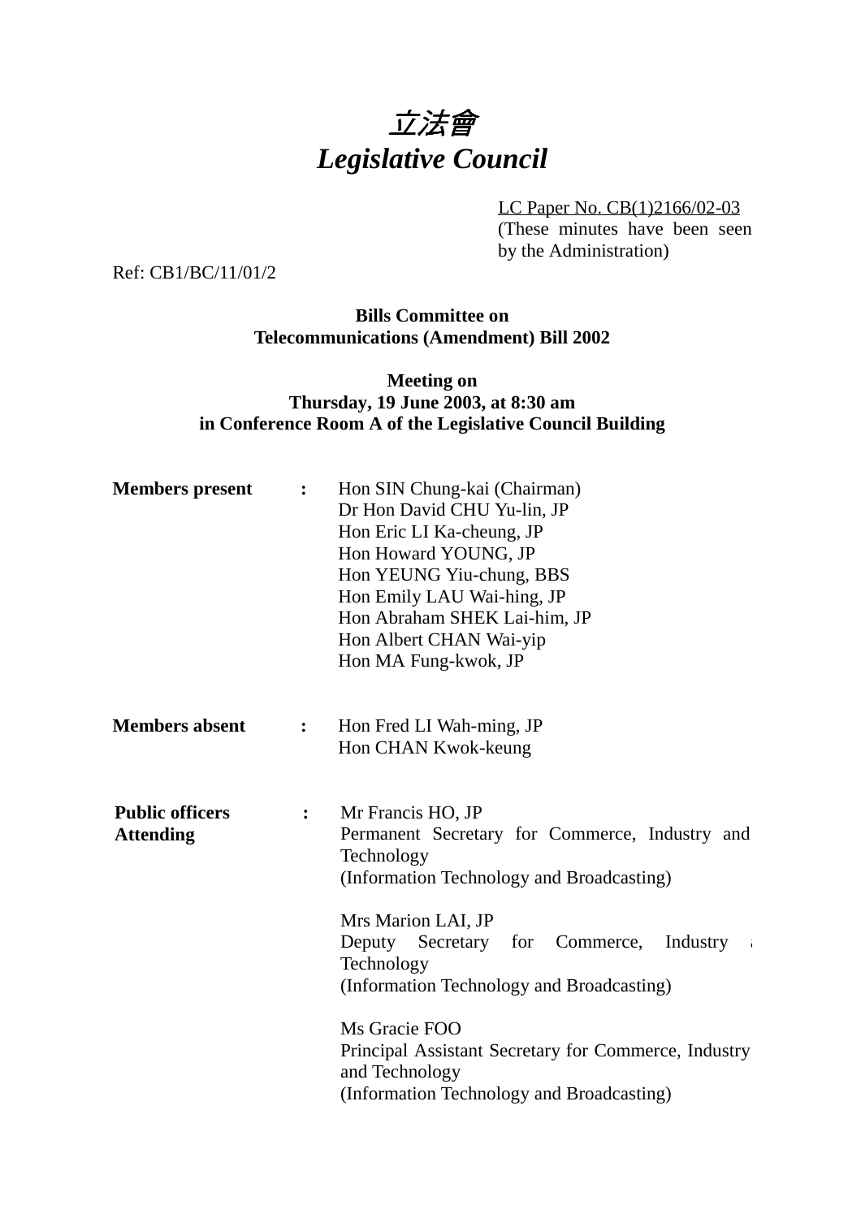# 立法會
# *Legislative Council*

LC Paper No. CB(1)2166/02-03
(These minutes have been seen by the Administration)

Ref: CB1/BC/11/01/2

**Bills Committee on**
**Telecommunications (Amendment) Bill 2002**

**Meeting on**
**Thursday, 19 June 2003, at 8:30 am**
**in Conference Room A of the Legislative Council Building**

**Members present** :
Hon SIN Chung-kai (Chairman)
Dr Hon David CHU Yu-lin, JP
Hon Eric LI Ka-cheung, JP
Hon Howard YOUNG, JP
Hon YEUNG Yiu-chung, BBS
Hon Emily LAU Wai-hing, JP
Hon Abraham SHEK Lai-him, JP
Hon Albert CHAN Wai-yip
Hon MA Fung-kwok, JP

**Members absent** :
Hon Fred LI Wah-ming, JP
Hon CHAN Kwok-keung

**Public officers Attending** :
Mr Francis HO, JP
Permanent Secretary for Commerce, Industry and Technology
(Information Technology and Broadcasting)

Mrs Marion LAI, JP
Deputy Secretary for Commerce, Industry and Technology
(Information Technology and Broadcasting)

Ms Gracie FOO
Principal Assistant Secretary for Commerce, Industry and Technology
(Information Technology and Broadcasting)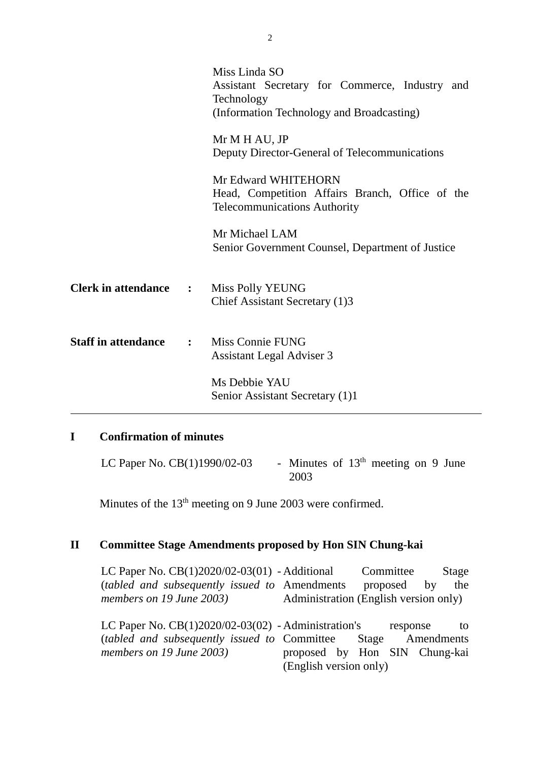Miss Linda SO
Assistant Secretary for Commerce, Industry and Technology
(Information Technology and Broadcasting)

Mr M H AU, JP
Deputy Director-General of Telecommunications

Mr Edward WHITEHORN
Head, Competition Affairs Branch, Office of the Telecommunications Authority

Mr Michael LAM
Senior Government Counsel, Department of Justice

**Clerk in attendance :** Miss Polly YEUNG
Chief Assistant Secretary (1)3

**Staff in attendance :** Miss Connie FUNG
Assistant Legal Adviser 3

Ms Debbie YAU
Senior Assistant Secretary (1)1

---

## I Confirmation of minutes

LC Paper No. CB(1)1990/02-03 - Minutes of 13th meeting on 9 June 2003

Minutes of the 13th meeting on 9 June 2003 were confirmed.

## II Committee Stage Amendments proposed by Hon SIN Chung-kai

LC Paper No. CB(1)2020/02-03(01) (*tabled and subsequently issued to members on 19 June 2003)* - Additional Committee Stage Amendments proposed by the Administration (English version only)

LC Paper No. CB(1)2020/02-03(02) (*tabled and subsequently issued to members on 19 June 2003)* - Administration's response to Committee Stage Amendments proposed by Hon SIN Chung-kai (English version only)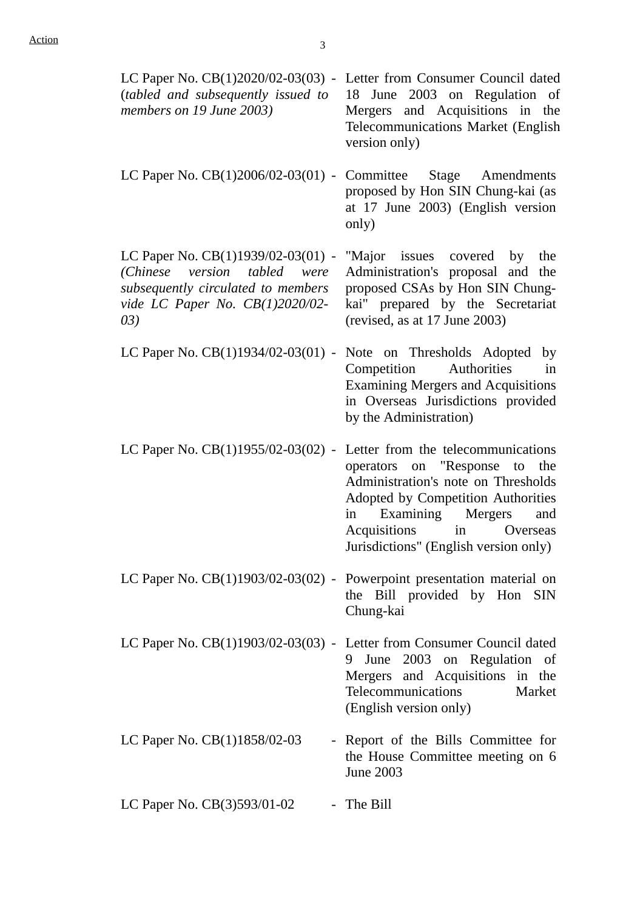| | | |
|---|---|---|
| LC Paper No. CB(1)2020/02-03(03) (*tabled and subsequently issued to members on 19 June 2003)* | - | Letter from Consumer Council dated 18 June 2003 on Regulation of Mergers and Acquisitions in the Telecommunications Market (English version only) |
| LC Paper No. CB(1)2006/02-03(01) | - | Committee Stage Amendments proposed by Hon SIN Chung-kai (as at 17 June 2003) (English version only) |
| LC Paper No. CB(1)1939/02-03(01) *(Chinese version tabled were subsequently circulated to members vide LC Paper No. CB(1)2020/02-03)* | - | "Major issues covered by the Administration's proposal and the proposed CSAs by Hon SIN Chung-kai" prepared by the Secretariat (revised, as at 17 June 2003) |
| LC Paper No. CB(1)1934/02-03(01) | - | Note on Thresholds Adopted by Competition Authorities in Examining Mergers and Acquisitions in Overseas Jurisdictions provided by the Administration) |
| LC Paper No. CB(1)1955/02-03(02) | - | Letter from the telecommunications operators on "Response to the Administration's note on Thresholds Adopted by Competition Authorities in Examining Mergers and Acquisitions in Overseas Jurisdictions" (English version only) |
| LC Paper No. CB(1)1903/02-03(02) | - | Powerpoint presentation material on the Bill provided by Hon SIN Chung-kai |
| LC Paper No. CB(1)1903/02-03(03) | - | Letter from Consumer Council dated 9 June 2003 on Regulation of Mergers and Acquisitions in the Telecommunications Market (English version only) |
| LC Paper No. CB(1)1858/02-03 | - | Report of the Bills Committee for the House Committee meeting on 6 June 2003 |
| LC Paper No. CB(3)593/01-02 | - | The Bill |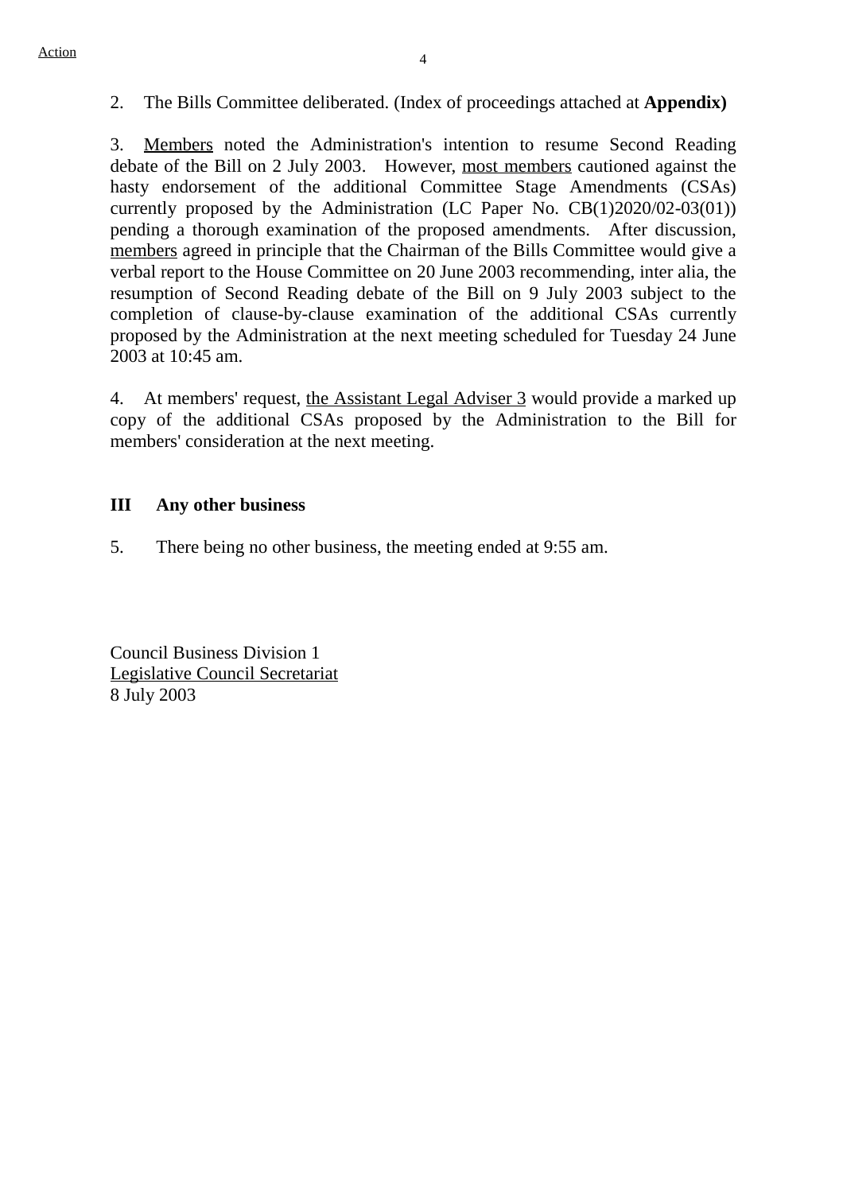Action

2. The Bills Committee deliberated. (Index of proceedings attached at **Appendix)**

3. Members noted the Administration's intention to resume Second Reading debate of the Bill on 2 July 2003. However, most members cautioned against the hasty endorsement of the additional Committee Stage Amendments (CSAs) currently proposed by the Administration (LC Paper No. CB(1)2020/02-03(01)) pending a thorough examination of the proposed amendments. After discussion, members agreed in principle that the Chairman of the Bills Committee would give a verbal report to the House Committee on 20 June 2003 recommending, inter alia, the resumption of Second Reading debate of the Bill on 9 July 2003 subject to the completion of clause-by-clause examination of the additional CSAs currently proposed by the Administration at the next meeting scheduled for Tuesday 24 June 2003 at 10:45 am.

4. At members' request, the Assistant Legal Adviser 3 would provide a marked up copy of the additional CSAs proposed by the Administration to the Bill for members' consideration at the next meeting.

**III Any other business**

5. There being no other business, the meeting ended at 9:55 am.

Council Business Division 1
Legislative Council Secretariat
8 July 2003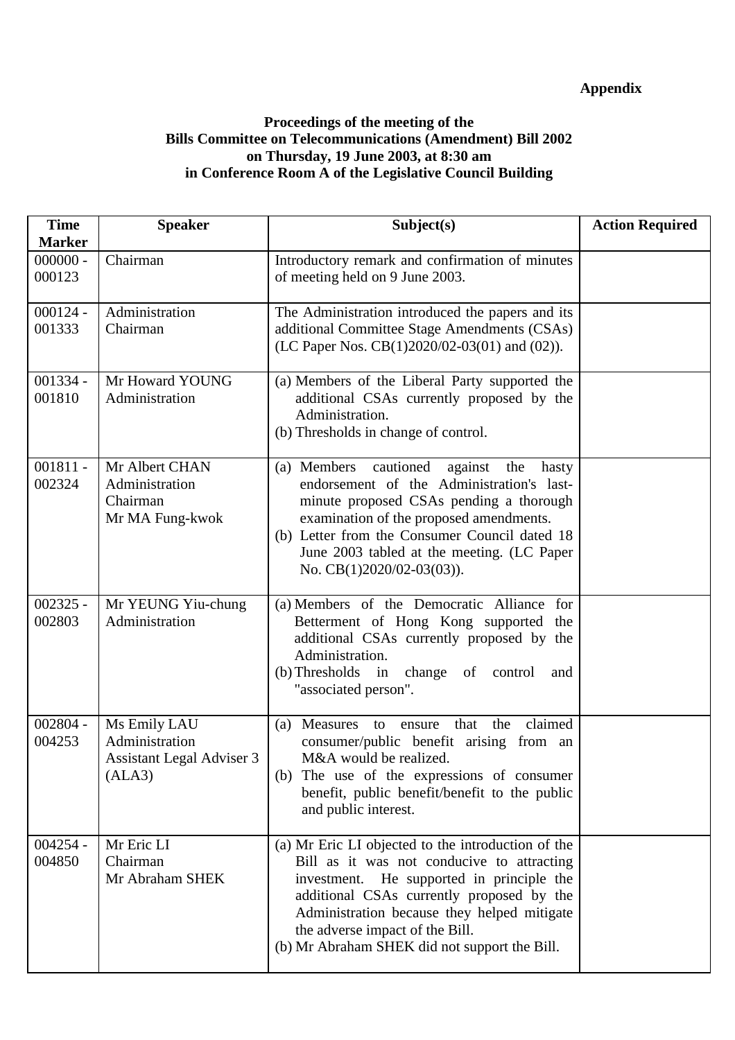**Appendix**

**Proceedings of the meeting of the Bills Committee on Telecommunications (Amendment) Bill 2002 on Thursday, 19 June 2003, at 8:30 am in Conference Room A of the Legislative Council Building**

| Time Marker | Speaker | Subject(s) | Action Required |
|---|---|---|---|
| 000000 - 000123 | Chairman | Introductory remark and confirmation of minutes of meeting held on 9 June 2003. | |
| 000124 - 001333 | Administration<br>Chairman | The Administration introduced the papers and its additional Committee Stage Amendments (CSAs) (LC Paper Nos. CB(1)2020/02-03(01) and (02)). | |
| 001334 - 001810 | Mr Howard YOUNG<br>Administration | (a) Members of the Liberal Party supported the additional CSAs currently proposed by the Administration.<br>(b) Thresholds in change of control. | |
| 001811 - 002324 | Mr Albert CHAN<br>Administration<br>Chairman<br>Mr MA Fung-kwok | (a) Members cautioned against the hasty endorsement of the Administration's last-minute proposed CSAs pending a thorough examination of the proposed amendments.<br>(b) Letter from the Consumer Council dated 18 June 2003 tabled at the meeting. (LC Paper No. CB(1)2020/02-03(03)). | |
| 002325 - 002803 | Mr YEUNG Yiu-chung<br>Administration | (a) Members of the Democratic Alliance for Betterment of Hong Kong supported the additional CSAs currently proposed by the Administration.<br>(b) Thresholds in change of control and "associated person". | |
| 002804 - 004253 | Ms Emily LAU<br>Administration<br>Assistant Legal Adviser 3 (ALA3) | (a) Measures to ensure that the claimed consumer/public benefit arising from an M&A would be realized.<br>(b) The use of the expressions of consumer benefit, public benefit/benefit to the public and public interest. | |
| 004254 - 004850 | Mr Eric LI<br>Chairman<br>Mr Abraham SHEK | (a) Mr Eric LI objected to the introduction of the Bill as it was not conducive to attracting investment. He supported in principle the additional CSAs currently proposed by the Administration because they helped mitigate the adverse impact of the Bill.<br>(b) Mr Abraham SHEK did not support the Bill. | |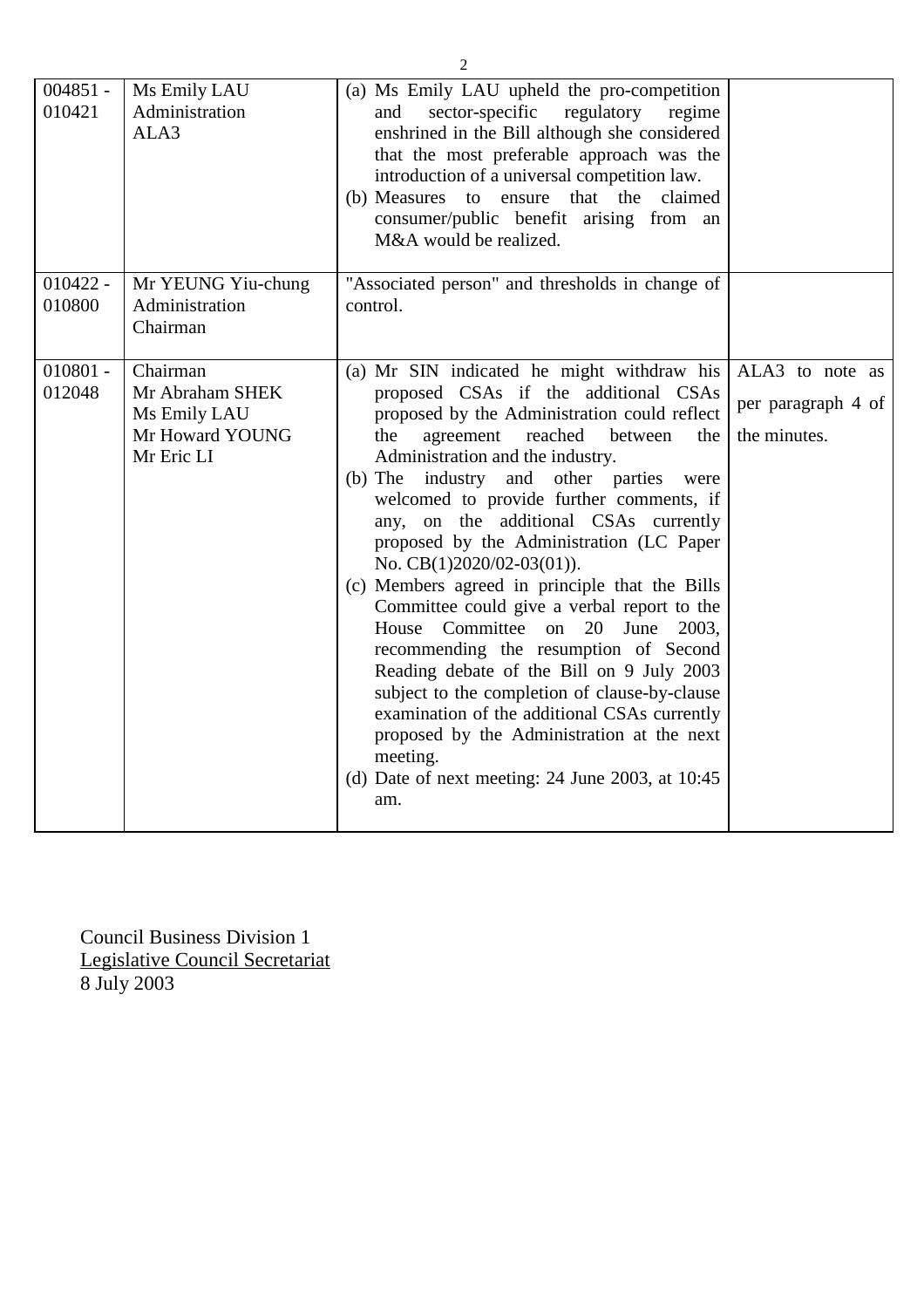| | | | |
|---|---|---|---|
| 004851 - 010421 | Ms Emily LAU<br>Administration<br>ALA3 | (a) Ms Emily LAU upheld the pro-competition and sector-specific regulatory regime enshrined in the Bill although she considered that the most preferable approach was the introduction of a universal competition law.<br>(b) Measures to ensure that the claimed consumer/public benefit arising from an M&A would be realized. | |
| 010422 - 010800 | Mr YEUNG Yiu-chung<br>Administration<br>Chairman | "Associated person" and thresholds in change of control. | |
| 010801 - 012048 | Chairman<br>Mr Abraham SHEK<br>Ms Emily LAU<br>Mr Howard YOUNG<br>Mr Eric LI | (a) Mr SIN indicated he might withdraw his proposed CSAs if the additional CSAs proposed by the Administration could reflect the agreement reached between the Administration and the industry.<br>(b) The industry and other parties were welcomed to provide further comments, if any, on the additional CSAs currently proposed by the Administration (LC Paper No. CB(1)2020/02-03(01)).<br>(c) Members agreed in principle that the Bills Committee could give a verbal report to the House Committee on 20 June 2003, recommending the resumption of Second Reading debate of the Bill on 9 July 2003 subject to the completion of clause-by-clause examination of the additional CSAs currently proposed by the Administration at the next meeting.<br>(d) Date of next meeting: 24 June 2003, at 10:45 am. | ALA3 to note as per paragraph 4 of the minutes. |

Council Business Division 1
Legislative Council Secretariat
8 July 2003